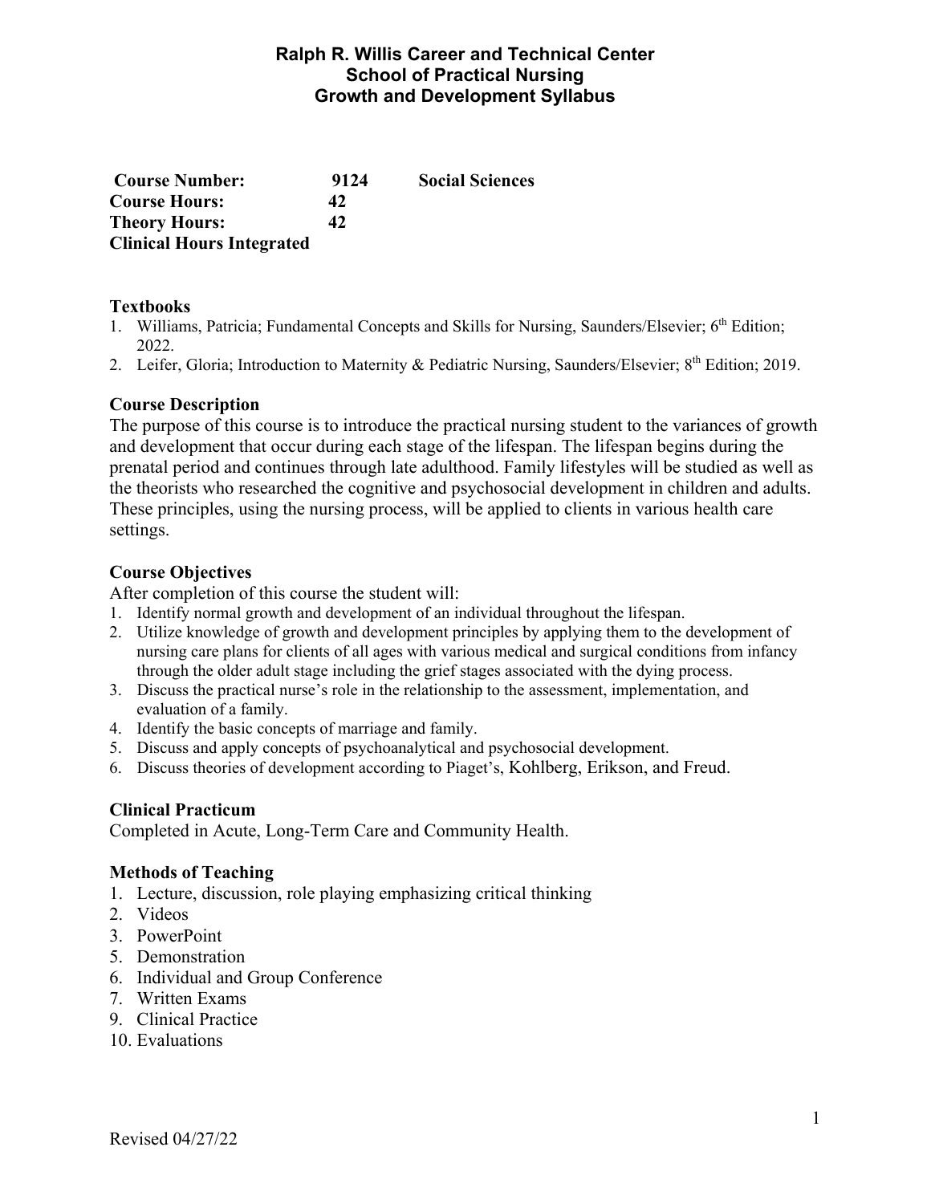# Ralph R. Willis Career and Technical Center
## School of Practical Nursing
## Growth and Development Syllabus

**Course Number:** 9124 **Social Sciences**
**Course Hours:** 42
**Theory Hours:** 42
**Clinical Hours Integrated**

### Textbooks

1. Williams, Patricia; Fundamental Concepts and Skills for Nursing, Saunders/Elsevier; 6th Edition; 2022.
2. Leifer, Gloria; Introduction to Maternity & Pediatric Nursing, Saunders/Elsevier; 8th Edition; 2019.

### Course Description

The purpose of this course is to introduce the practical nursing student to the variances of growth and development that occur during each stage of the lifespan. The lifespan begins during the prenatal period and continues through late adulthood. Family lifestyles will be studied as well as the theorists who researched the cognitive and psychosocial development in children and adults. These principles, using the nursing process, will be applied to clients in various health care settings.

### Course Objectives

After completion of this course the student will:

1. Identify normal growth and development of an individual throughout the lifespan.
2. Utilize knowledge of growth and development principles by applying them to the development of nursing care plans for clients of all ages with various medical and surgical conditions from infancy through the older adult stage including the grief stages associated with the dying process.
3. Discuss the practical nurse's role in the relationship to the assessment, implementation, and evaluation of a family.
4. Identify the basic concepts of marriage and family.
5. Discuss and apply concepts of psychoanalytical and psychosocial development.
6. Discuss theories of development according to Piaget's, Kohlberg, Erikson, and Freud.

### Clinical Practicum

Completed in Acute, Long-Term Care and Community Health.

### Methods of Teaching

1. Lecture, discussion, role playing emphasizing critical thinking
2. Videos
3. PowerPoint
5. Demonstration
6. Individual and Group Conference
7. Written Exams
9. Clinical Practice
10. Evaluations

Revised 04/27/22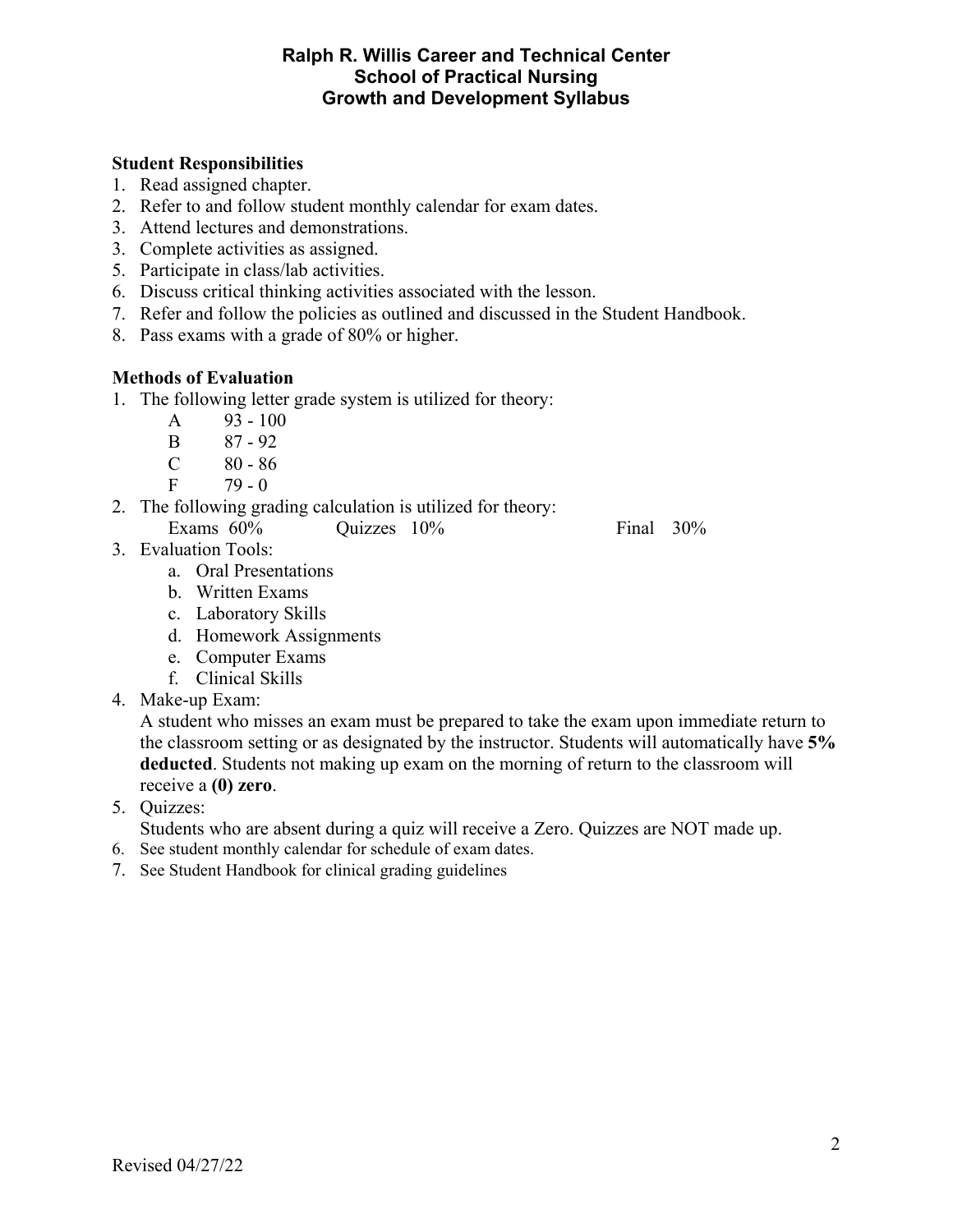# Ralph R. Willis Career and Technical Center
## School of Practical Nursing
## Growth and Development Syllabus

**Student Responsibilities**

1. Read assigned chapter.
2. Refer to and follow student monthly calendar for exam dates.
3. Attend lectures and demonstrations.
3. Complete activities as assigned.
5. Participate in class/lab activities.
6. Discuss critical thinking activities associated with the lesson.
7. Refer and follow the policies as outlined and discussed in the Student Handbook.
8. Pass exams with a grade of 80% or higher.

**Methods of Evaluation**

1. The following letter grade system is utilized for theory:
   - A 93 - 100
   - B 87 - 92
   - C 80 - 86
   - F 79 - 0
2. The following grading calculation is utilized for theory:
   Exams 60% Quizzes 10% Final 30%
3. Evaluation Tools:
   a. Oral Presentations
   b. Written Exams
   c. Laboratory Skills
   d. Homework Assignments
   e. Computer Exams
   f. Clinical Skills
4. Make-up Exam:
   A student who misses an exam must be prepared to take the exam upon immediate return to the classroom setting or as designated by the instructor. Students will automatically have **5% deducted**. Students not making up exam on the morning of return to the classroom will receive a **(0) zero**.
5. Quizzes:
   Students who are absent during a quiz will receive a Zero. Quizzes are NOT made up.
6. See student monthly calendar for schedule of exam dates.
7. See Student Handbook for clinical grading guidelines

Revised 04/27/22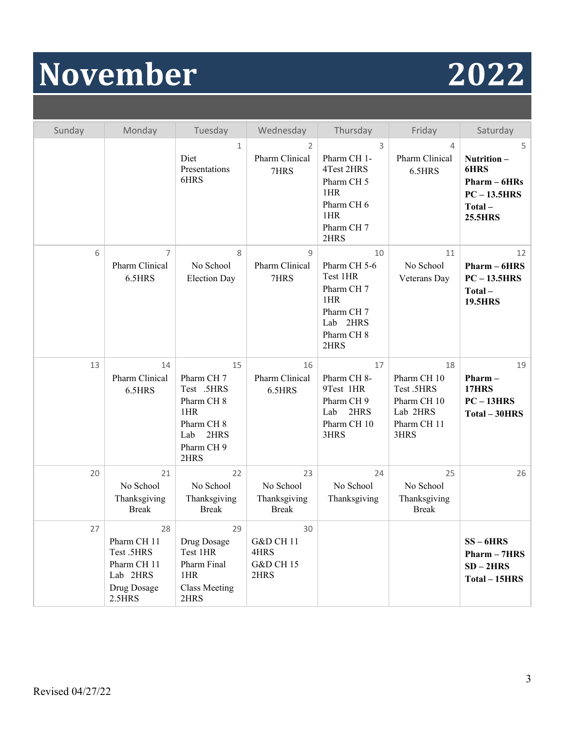# November 2022

| Sunday | Monday | Tuesday | Wednesday | Thursday | Friday | Saturday |
|---|---|---|---|---|---|---|
| | | 1<br>Diet Presentations 6HRS | 2<br>Pharm Clinical 7HRS | 3<br>Pharm CH 1-4Test 2HRS<br>Pharm CH 5 1HR<br>Pharm CH 6 1HR<br>Pharm CH 7 2HRS | 4<br>Pharm Clinical 6.5HRS | 5<br>**Nutrition – 6HRS**<br>**Pharm – 6HRs**<br>**PC – 13.5HRS**<br>**Total – 25.5HRS** |
| 6 | 7<br>Pharm Clinical 6.5HRS | 8<br>No School Election Day | 9<br>Pharm Clinical 7HRS | 10<br>Pharm CH 5-6 Test 1HR<br>Pharm CH 7 1HR<br>Pharm CH 7 Lab 2HRS<br>Pharm CH 8 2HRS | 11<br>No School Veterans Day | 12<br>**Pharm – 6HRS**<br>**PC – 13.5HRS**<br>**Total – 19.5HRS** |
| 13 | 14<br>Pharm Clinical 6.5HRS | 15<br>Pharm CH 7 Test .5HRS<br>Pharm CH 8 1HR<br>Pharm CH 8 Lab 2HRS<br>Pharm CH 9 2HRS | 16<br>Pharm Clinical 6.5HRS | 17<br>Pharm CH 8-9Test 1HR<br>Pharm CH 9 Lab 2HRS<br>Pharm CH 10 3HRS | 18<br>Pharm CH 10 Test .5HRS<br>Pharm CH 10 Lab 2HRS<br>Pharm CH 11 3HRS | 19<br>**Pharm – 17HRS**<br>**PC – 13HRS**<br>**Total – 30HRS** |
| 20 | 21<br>No School Thanksgiving Break | 22<br>No School Thanksgiving Break | 23<br>No School Thanksgiving Break | 24<br>No School Thanksgiving | 25<br>No School Thanksgiving Break | 26 |
| 27 | 28<br>Pharm CH 11 Test .5HRS<br>Pharm CH 11 Lab 2HRS<br>Drug Dosage 2.5HRS | 29<br>Drug Dosage Test 1HR<br>Pharm Final 1HR<br>Class Meeting 2HRS | 30<br>G&D CH 11 4HRS<br>G&D CH 15 2HRS | | | **SS – 6HRS**<br>**Pharm – 7HRS**<br>**SD – 2HRS**<br>**Total – 15HRS** |

Revised 04/27/22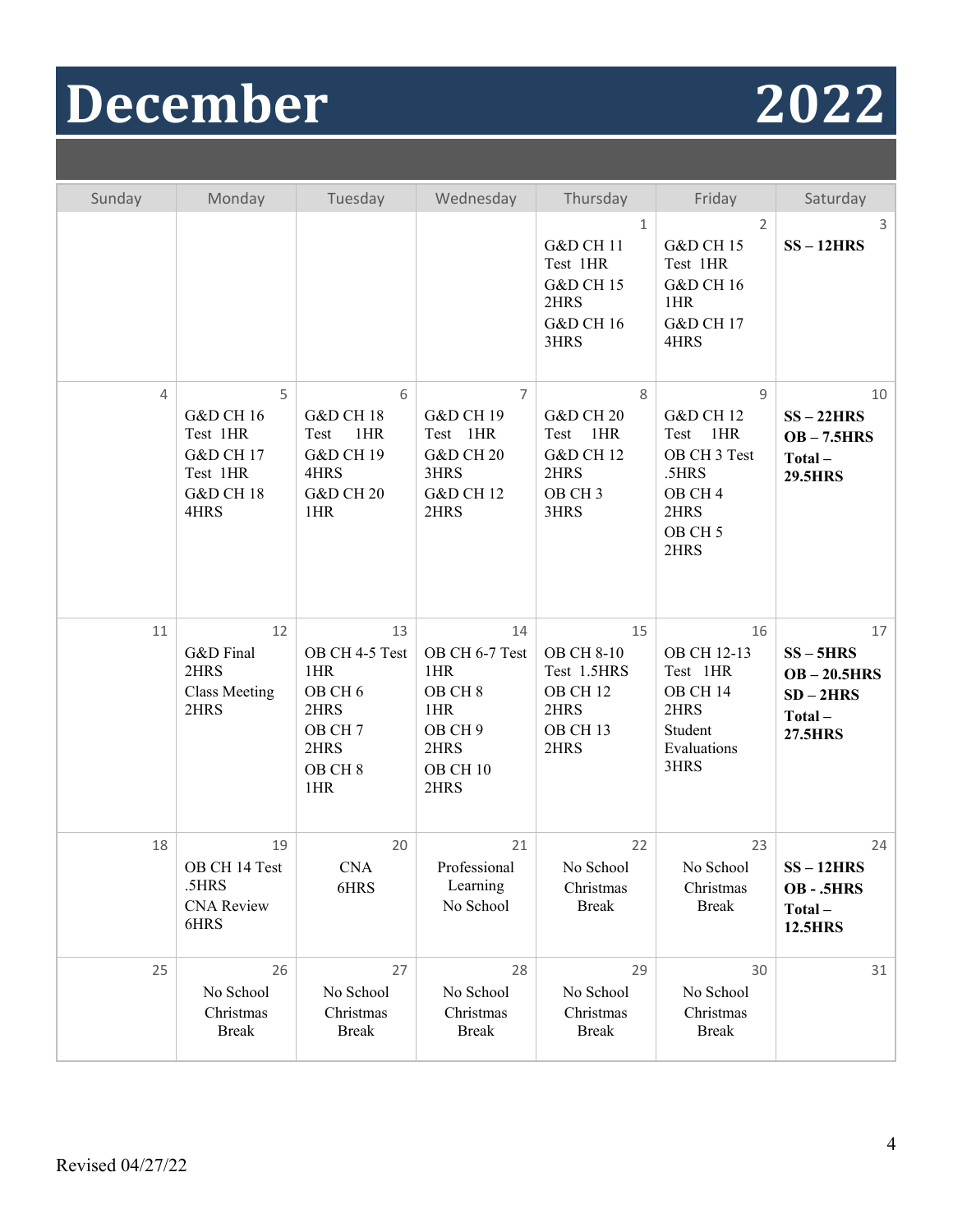# December 2022

| Sunday | Monday | Tuesday | Wednesday | Thursday | Friday | Saturday |
|---|---|---|---|---|---|---|
| | | | | 1<br>G&D CH 11 Test 1HR<br>G&D CH 15 2HRS<br>G&D CH 16 3HRS | 2<br>G&D CH 15 Test 1HR<br>G&D CH 16 1HR<br>G&D CH 17 4HRS | 3<br>**SS – 12HRS** |
| 4 | 5<br>G&D CH 16 Test 1HR<br>G&D CH 17 Test 1HR<br>G&D CH 18 4HRS | 6<br>G&D CH 18 Test 1HR<br>G&D CH 19 4HRS<br>G&D CH 20 1HR | 7<br>G&D CH 19 Test 1HR<br>G&D CH 20 3HRS<br>G&D CH 12 2HRS | 8<br>G&D CH 20 Test 1HR<br>G&D CH 12 2HRS<br>OB CH 3 3HRS | 9<br>G&D CH 12 Test 1HR<br>OB CH 3 Test .5HRS<br>OB CH 4 2HRS<br>OB CH 5 2HRS | 10<br>**SS – 22HRS**<br>**OB – 7.5HRS**<br>**Total – 29.5HRS** |
| 11 | 12<br>G&D Final 2HRS<br>Class Meeting 2HRS | 13<br>OB CH 4-5 Test 1HR<br>OB CH 6 2HRS<br>OB CH 7 2HRS<br>OB CH 8 1HR | 14<br>OB CH 6-7 Test 1HR<br>OB CH 8 1HR<br>OB CH 9 2HRS<br>OB CH 10 2HRS | 15<br>OB CH 8-10 Test 1.5HRS<br>OB CH 12 2HRS<br>OB CH 13 2HRS | 16<br>OB CH 12-13 Test 1HR<br>OB CH 14 2HRS<br>Student Evaluations 3HRS | 17<br>**SS – 5HRS**<br>**OB – 20.5HRS**<br>**SD – 2HRS**<br>**Total – 27.5HRS** |
| 18 | 19<br>OB CH 14 Test .5HRS<br>CNA Review 6HRS | 20<br>CNA 6HRS | 21<br>Professional Learning No School | 22<br>No School Christmas Break | 23<br>No School Christmas Break | 24<br>**SS – 12HRS**<br>**OB - .5HRS**<br>**Total – 12.5HRS** |
| 25 | 26<br>No School Christmas Break | 27<br>No School Christmas Break | 28<br>No School Christmas Break | 29<br>No School Christmas Break | 30<br>No School Christmas Break | 31 |

Revised 04/27/22